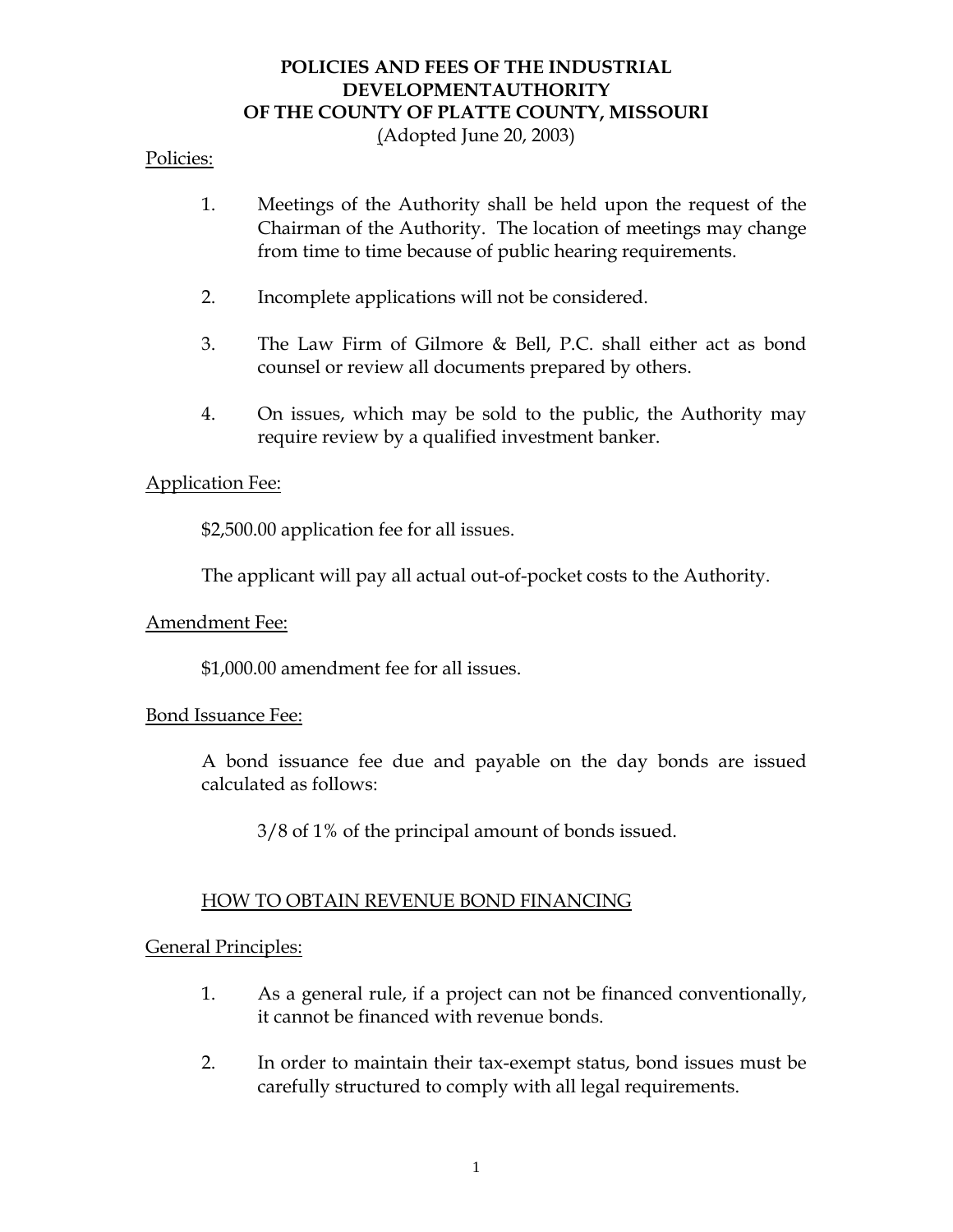# POLICIES AND FEES OF THE INDUSTRIAL DEVELOPMENTAUTHORITY OF THE COUNTY OF PLATTE COUNTY, MISSOURI

(Adopted June 20, 2003)

Policies:

1. Meetings of the Authority shall be held upon the request of the Chairman of the Authority. The location of meetings may change from time to time because of public hearing requirements.

2. Incomplete applications will not be considered.

3. The Law Firm of Gilmore & Bell, P.C. shall either act as bond counsel or review all documents prepared by others.

4. On issues, which may be sold to the public, the Authority may require review by a qualified investment banker.

Application Fee:

$2,500.00 application fee for all issues.

The applicant will pay all actual out-of-pocket costs to the Authority.

Amendment Fee:

$1,000.00 amendment fee for all issues.

Bond Issuance Fee:

A bond issuance fee due and payable on the day bonds are issued calculated as follows:

3/8 of 1% of the principal amount of bonds issued.

## HOW TO OBTAIN REVENUE BOND FINANCING

General Principles:

1. As a general rule, if a project can not be financed conventionally, it cannot be financed with revenue bonds.

2. In order to maintain their tax-exempt status, bond issues must be carefully structured to comply with all legal requirements.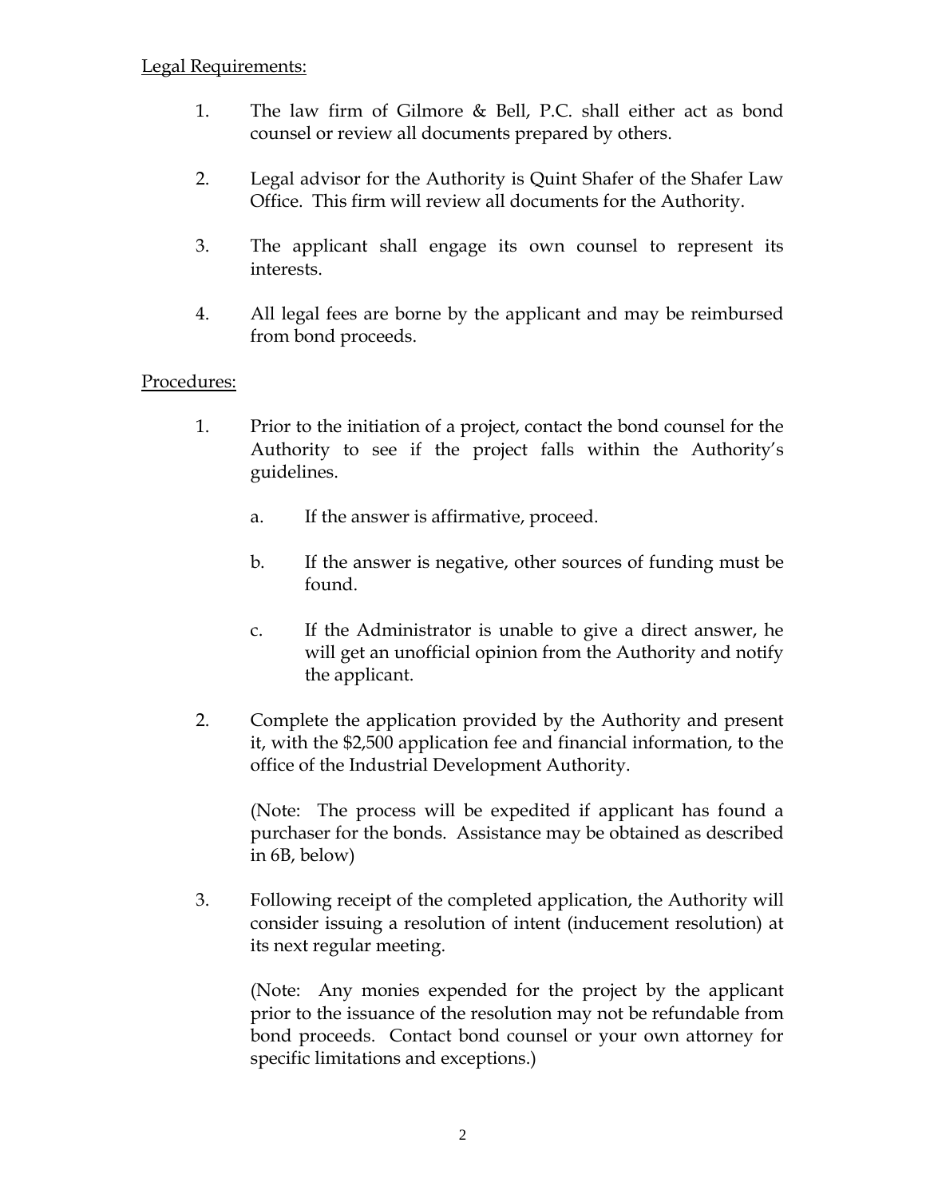Legal Requirements:

1. The law firm of Gilmore & Bell, P.C. shall either act as bond counsel or review all documents prepared by others.

2. Legal advisor for the Authority is Quint Shafer of the Shafer Law Office. This firm will review all documents for the Authority.

3. The applicant shall engage its own counsel to represent its interests.

4. All legal fees are borne by the applicant and may be reimbursed from bond proceeds.

Procedures:

1. Prior to the initiation of a project, contact the bond counsel for the Authority to see if the project falls within the Authority's guidelines.

    a. If the answer is affirmative, proceed.

    b. If the answer is negative, other sources of funding must be found.

    c. If the Administrator is unable to give a direct answer, he will get an unofficial opinion from the Authority and notify the applicant.

2. Complete the application provided by the Authority and present it, with the $2,500 application fee and financial information, to the office of the Industrial Development Authority.

    (Note: The process will be expedited if applicant has found a purchaser for the bonds. Assistance may be obtained as described in 6B, below)

3. Following receipt of the completed application, the Authority will consider issuing a resolution of intent (inducement resolution) at its next regular meeting.

    (Note: Any monies expended for the project by the applicant prior to the issuance of the resolution may not be refundable from bond proceeds. Contact bond counsel or your own attorney for specific limitations and exceptions.)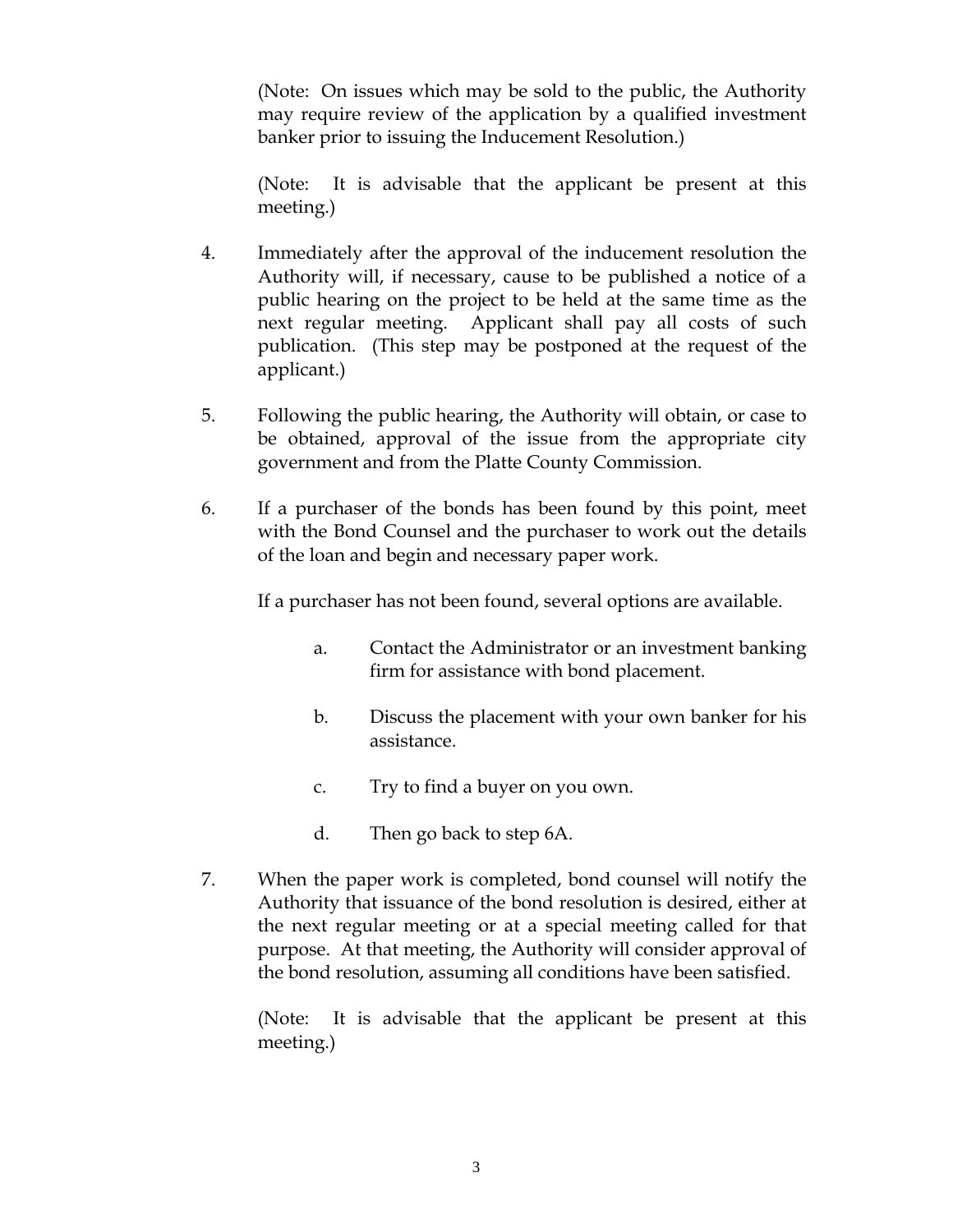(Note: On issues which may be sold to the public, the Authority may require review of the application by a qualified investment banker prior to issuing the Inducement Resolution.)

(Note: It is advisable that the applicant be present at this meeting.)

4. Immediately after the approval of the inducement resolution the Authority will, if necessary, cause to be published a notice of a public hearing on the project to be held at the same time as the next regular meeting. Applicant shall pay all costs of such publication. (This step may be postponed at the request of the applicant.)

5. Following the public hearing, the Authority will obtain, or case to be obtained, approval of the issue from the appropriate city government and from the Platte County Commission.

6. If a purchaser of the bonds has been found by this point, meet with the Bond Counsel and the purchaser to work out the details of the loan and begin and necessary paper work.

   If a purchaser has not been found, several options are available.

   a. Contact the Administrator or an investment banking firm for assistance with bond placement.

   b. Discuss the placement with your own banker for his assistance.

   c. Try to find a buyer on you own.

   d. Then go back to step 6A.

7. When the paper work is completed, bond counsel will notify the Authority that issuance of the bond resolution is desired, either at the next regular meeting or at a special meeting called for that purpose. At that meeting, the Authority will consider approval of the bond resolution, assuming all conditions have been satisfied.

   (Note: It is advisable that the applicant be present at this meeting.)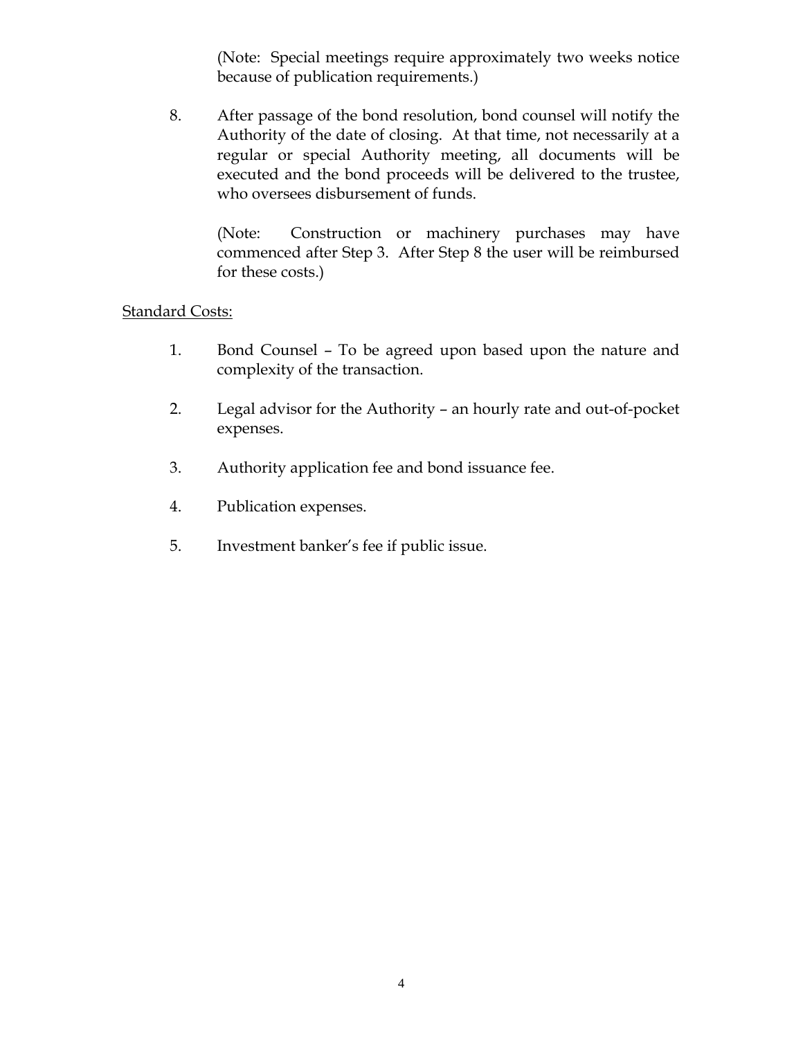(Note: Special meetings require approximately two weeks notice because of publication requirements.)

8. After passage of the bond resolution, bond counsel will notify the Authority of the date of closing. At that time, not necessarily at a regular or special Authority meeting, all documents will be executed and the bond proceeds will be delivered to the trustee, who oversees disbursement of funds.

   (Note: Construction or machinery purchases may have commenced after Step 3. After Step 8 the user will be reimbursed for these costs.)

Standard Costs:

1. Bond Counsel – To be agreed upon based upon the nature and complexity of the transaction.

2. Legal advisor for the Authority – an hourly rate and out-of-pocket expenses.

3. Authority application fee and bond issuance fee.

4. Publication expenses.

5. Investment banker's fee if public issue.